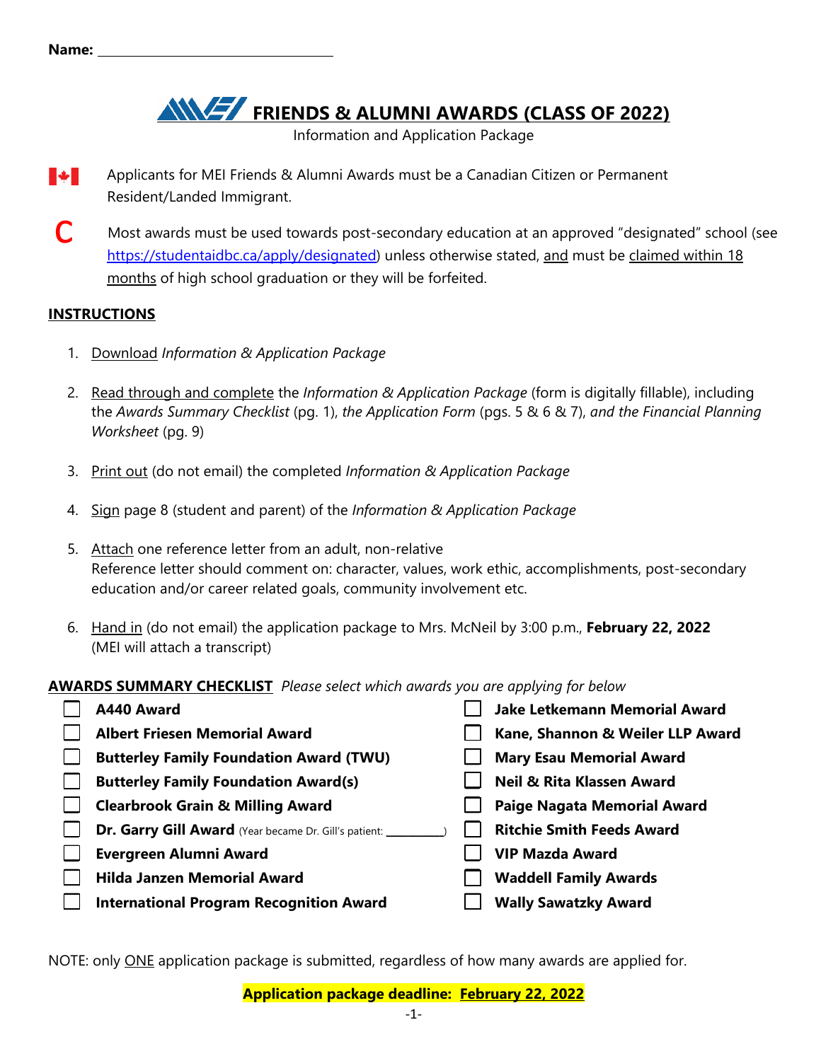Name: ______________________________

# MEI FRIENDS & ALUMNI AWARDS (CLASS OF 2022)

Information and Application Package

Applicants for MEI Friends & Alumni Awards must be a Canadian Citizen or Permanent Resident/Landed Immigrant.

C Most awards must be used towards post-secondary education at an approved "designated" school (see https://studentaidbc.ca/apply/designated) unless otherwise stated, and must be claimed within 18 months of high school graduation or they will be forfeited.

## INSTRUCTIONS

1. Download *Information & Application Package*
2. Read through and complete the *Information & Application Package* (form is digitally fillable), including the *Awards Summary Checklist* (pg. 1), *the Application Form* (pgs. 5 & 6 & 7), *and the Financial Planning Worksheet* (pg. 9)
3. Print out (do not email) the completed *Information & Application Package*
4. Sign page 8 (student and parent) of the *Information & Application Package*
5. Attach one reference letter from an adult, non-relative
   Reference letter should comment on: character, values, work ethic, accomplishments, post-secondary education and/or career related goals, community involvement etc.
6. Hand in (do not email) the application package to Mrs. McNeil by 3:00 p.m., **February 22, 2022** (MEI will attach a transcript)

**AWARDS SUMMARY CHECKLIST** *Please select which awards you are applying for below*

- ☐ **A440 Award**
- ☐ **Albert Friesen Memorial Award**
- ☐ **Butterley Family Foundation Award (TWU)**
- ☐ **Butterley Family Foundation Award(s)**
- ☐ **Clearbrook Grain & Milling Award**
- ☐ **Dr. Garry Gill Award** (Year became Dr. Gill's patient: __________)
- ☐ **Evergreen Alumni Award**
- ☐ **Hilda Janzen Memorial Award**
- ☐ **International Program Recognition Award**
- ☐ **Jake Letkemann Memorial Award**
- ☐ **Kane, Shannon & Weiler LLP Award**
- ☐ **Mary Esau Memorial Award**
- ☐ **Neil & Rita Klassen Award**
- ☐ **Paige Nagata Memorial Award**
- ☐ **Ritchie Smith Feeds Award**
- ☐ **VIP Mazda Award**
- ☐ **Waddell Family Awards**
- ☐ **Wally Sawatzky Award**

NOTE: only ONE application package is submitted, regardless of how many awards are applied for.

**Application package deadline: February 22, 2022**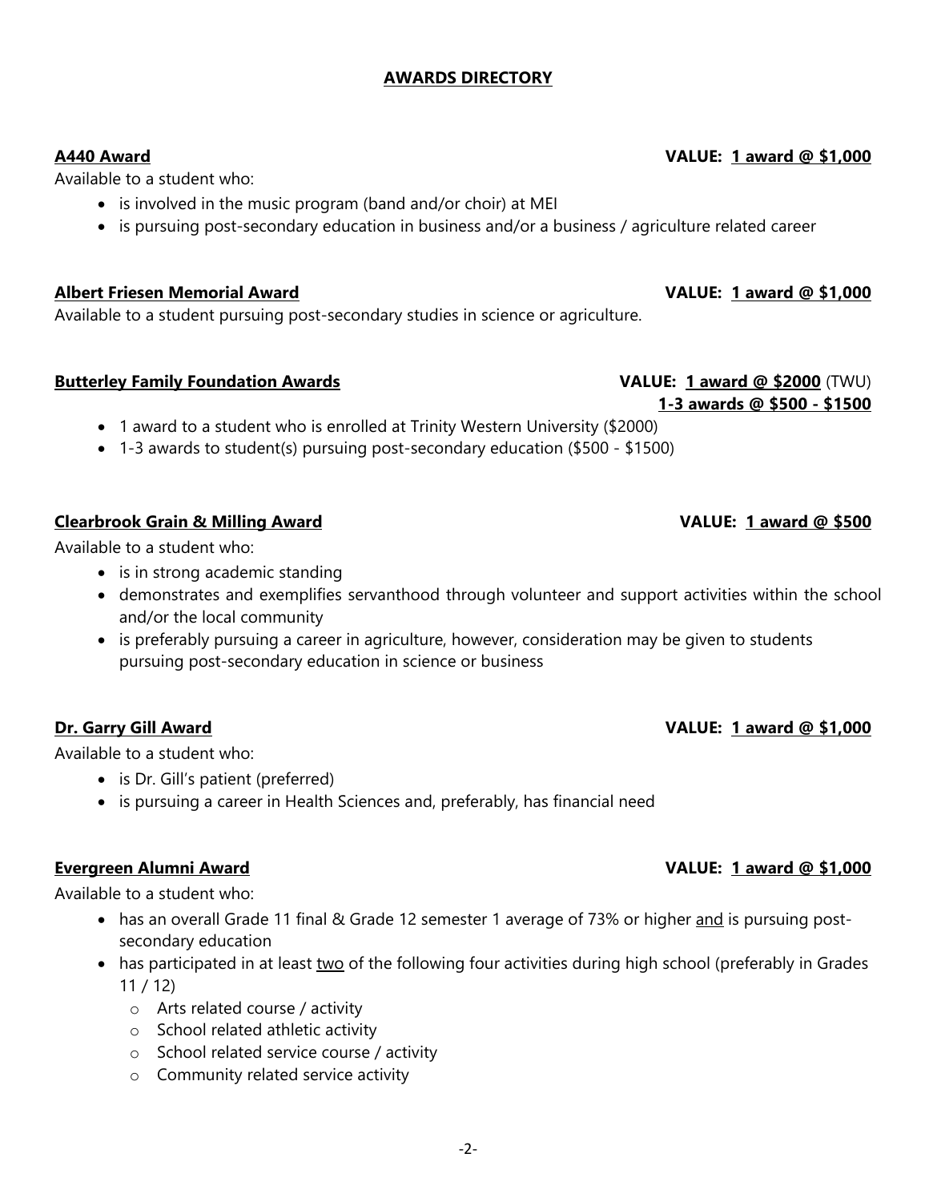## AWARDS DIRECTORY

### A440 Award — VALUE: 1 award @ $1,000

Available to a student who:

- is involved in the music program (band and/or choir) at MEI
- is pursuing post-secondary education in business and/or a business / agriculture related career

### Albert Friesen Memorial Award — VALUE: 1 award @ $1,000

Available to a student pursuing post-secondary studies in science or agriculture.

### Butterley Family Foundation Awards — VALUE: 1 award @ $2000 (TWU); 1-3 awards @ $500 - $1500

- 1 award to a student who is enrolled at Trinity Western University ($2000)
- 1-3 awards to student(s) pursuing post-secondary education ($500 - $1500)

### Clearbrook Grain & Milling Award — VALUE: 1 award @ $500

Available to a student who:

- is in strong academic standing
- demonstrates and exemplifies servanthood through volunteer and support activities within the school and/or the local community
- is preferably pursuing a career in agriculture, however, consideration may be given to students pursuing post-secondary education in science or business

### Dr. Garry Gill Award — VALUE: 1 award @ $1,000

Available to a student who:

- is Dr. Gill's patient (preferred)
- is pursuing a career in Health Sciences and, preferably, has financial need

### Evergreen Alumni Award — VALUE: 1 award @ $1,000

Available to a student who:

- has an overall Grade 11 final & Grade 12 semester 1 average of 73% or higher and is pursuing post-secondary education
- has participated in at least two of the following four activities during high school (preferably in Grades 11 / 12)
  - Arts related course / activity
  - School related athletic activity
  - School related service course / activity
  - Community related service activity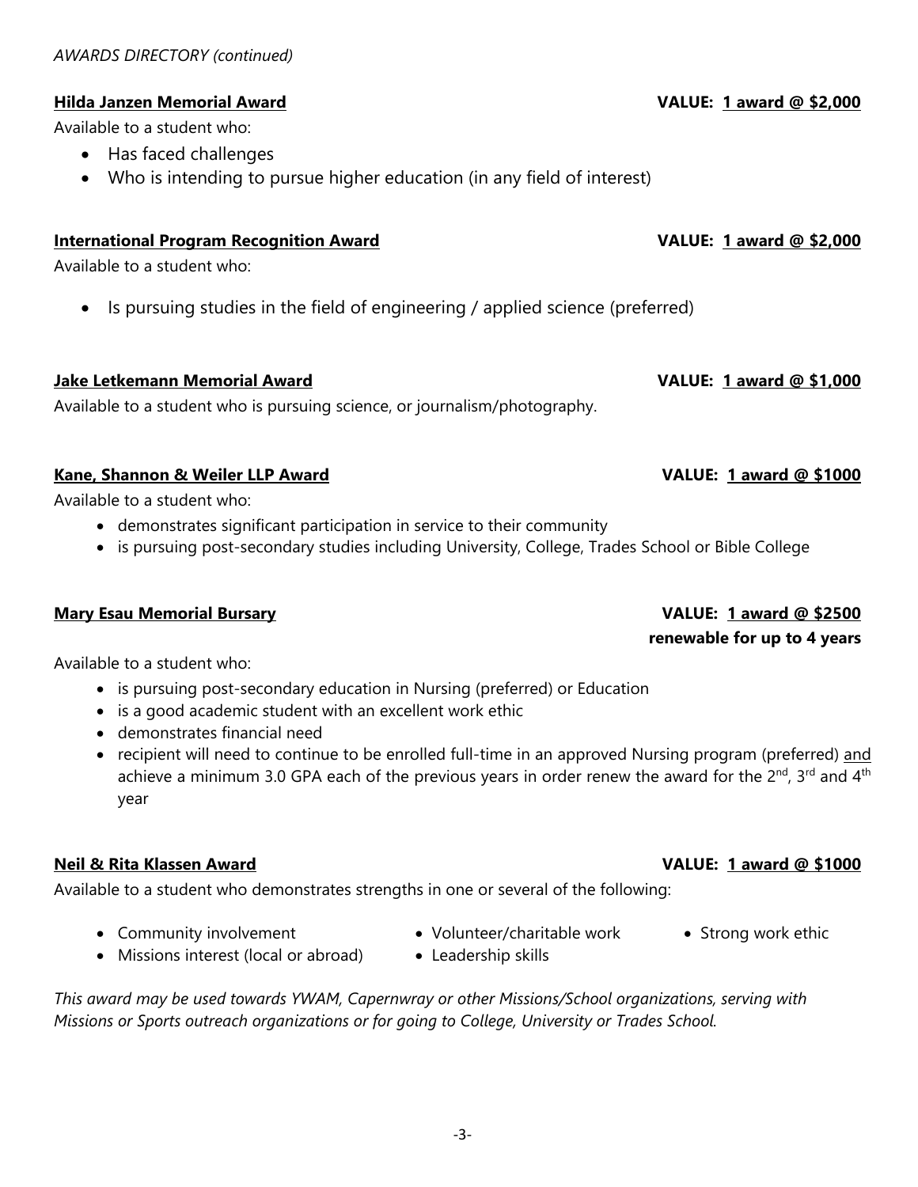*AWARDS DIRECTORY (continued)*

**Hilda Janzen Memorial Award** **VALUE: 1 award @ $2,000**

Available to a student who:

- Has faced challenges
- Who is intending to pursue higher education (in any field of interest)

**International Program Recognition Award** **VALUE: 1 award @ $2,000**

Available to a student who:

- Is pursuing studies in the field of engineering / applied science (preferred)

**Jake Letkemann Memorial Award** **VALUE: 1 award @ $1,000**

Available to a student who is pursuing science, or journalism/photography.

**Kane, Shannon & Weiler LLP Award** **VALUE: 1 award @ $1000**

Available to a student who:

- demonstrates significant participation in service to their community
- is pursuing post-secondary studies including University, College, Trades School or Bible College

**Mary Esau Memorial Bursary** **VALUE: 1 award @ $2500 renewable for up to 4 years**

Available to a student who:

- is pursuing post-secondary education in Nursing (preferred) or Education
- is a good academic student with an excellent work ethic
- demonstrates financial need
- recipient will need to continue to be enrolled full-time in an approved Nursing program (preferred) and achieve a minimum 3.0 GPA each of the previous years in order renew the award for the 2nd, 3rd and 4th year

**Neil & Rita Klassen Award** **VALUE: 1 award @ $1000**

Available to a student who demonstrates strengths in one or several of the following:

- Community involvement
- Volunteer/charitable work
- Strong work ethic
- Missions interest (local or abroad)
- Leadership skills

*This award may be used towards YWAM, Capernwray or other Missions/School organizations, serving with Missions or Sports outreach organizations or for going to College, University or Trades School.*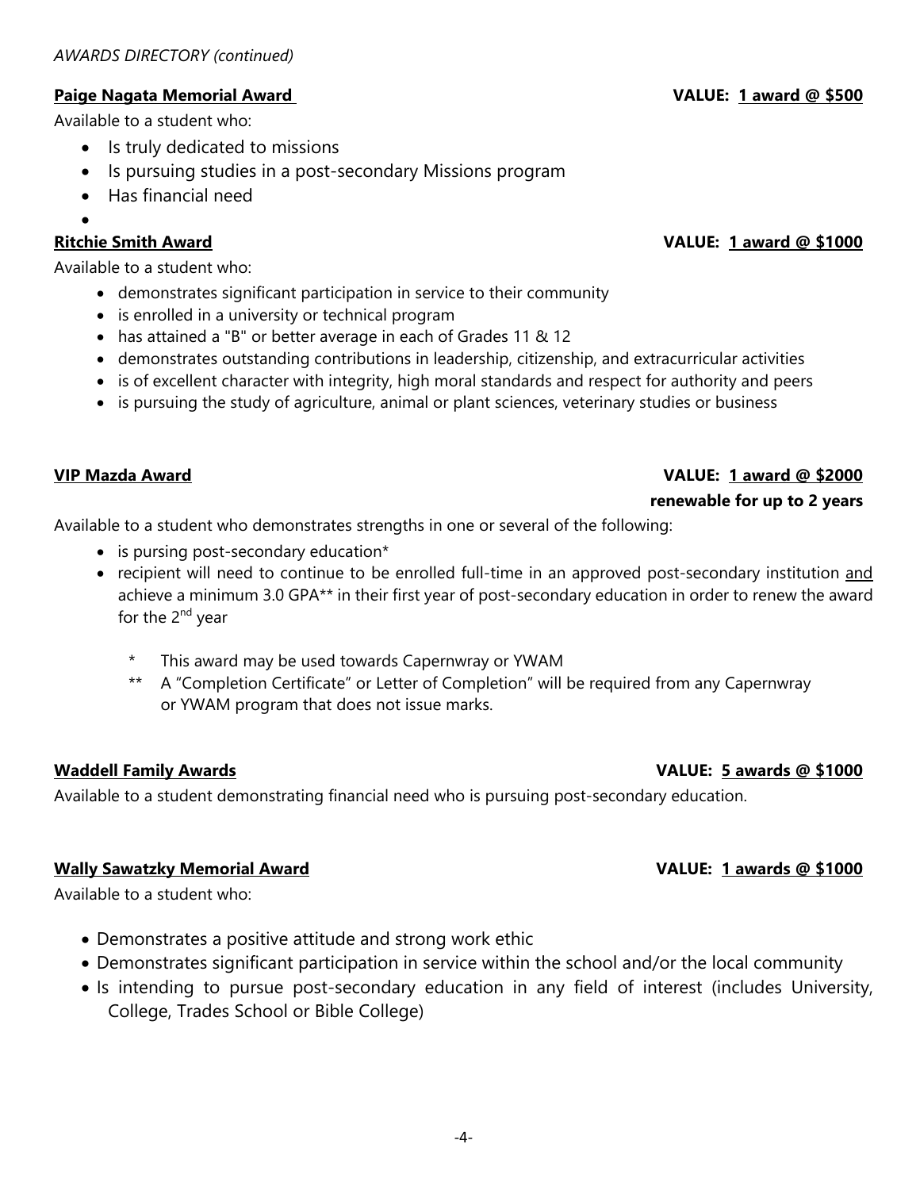*AWARDS DIRECTORY (continued)*

**Paige Nagata Memorial Award** **VALUE: 1 award @ $500**

Available to a student who:

- Is truly dedicated to missions
- Is pursuing studies in a post-secondary Missions program
- Has financial need

**Ritchie Smith Award** **VALUE: 1 award @ $1000**

Available to a student who:

- demonstrates significant participation in service to their community
- is enrolled in a university or technical program
- has attained a "B" or better average in each of Grades 11 & 12
- demonstrates outstanding contributions in leadership, citizenship, and extracurricular activities
- is of excellent character with integrity, high moral standards and respect for authority and peers
- is pursuing the study of agriculture, animal or plant sciences, veterinary studies or business

**VIP Mazda Award** **VALUE: 1 award @ $2000 renewable for up to 2 years**

Available to a student who demonstrates strengths in one or several of the following:

- is pursing post-secondary education*
- recipient will need to continue to be enrolled full-time in an approved post-secondary institution and achieve a minimum 3.0 GPA** in their first year of post-secondary education in order to renew the award for the 2nd year

\* This award may be used towards Capernwray or YWAM

\*\* A "Completion Certificate" or Letter of Completion" will be required from any Capernwray or YWAM program that does not issue marks.

**Waddell Family Awards** **VALUE: 5 awards @ $1000**

Available to a student demonstrating financial need who is pursuing post-secondary education.

**Wally Sawatzky Memorial Award** **VALUE: 1 awards @ $1000**

Available to a student who:

- Demonstrates a positive attitude and strong work ethic
- Demonstrates significant participation in service within the school and/or the local community
- Is intending to pursue post-secondary education in any field of interest (includes University, College, Trades School or Bible College)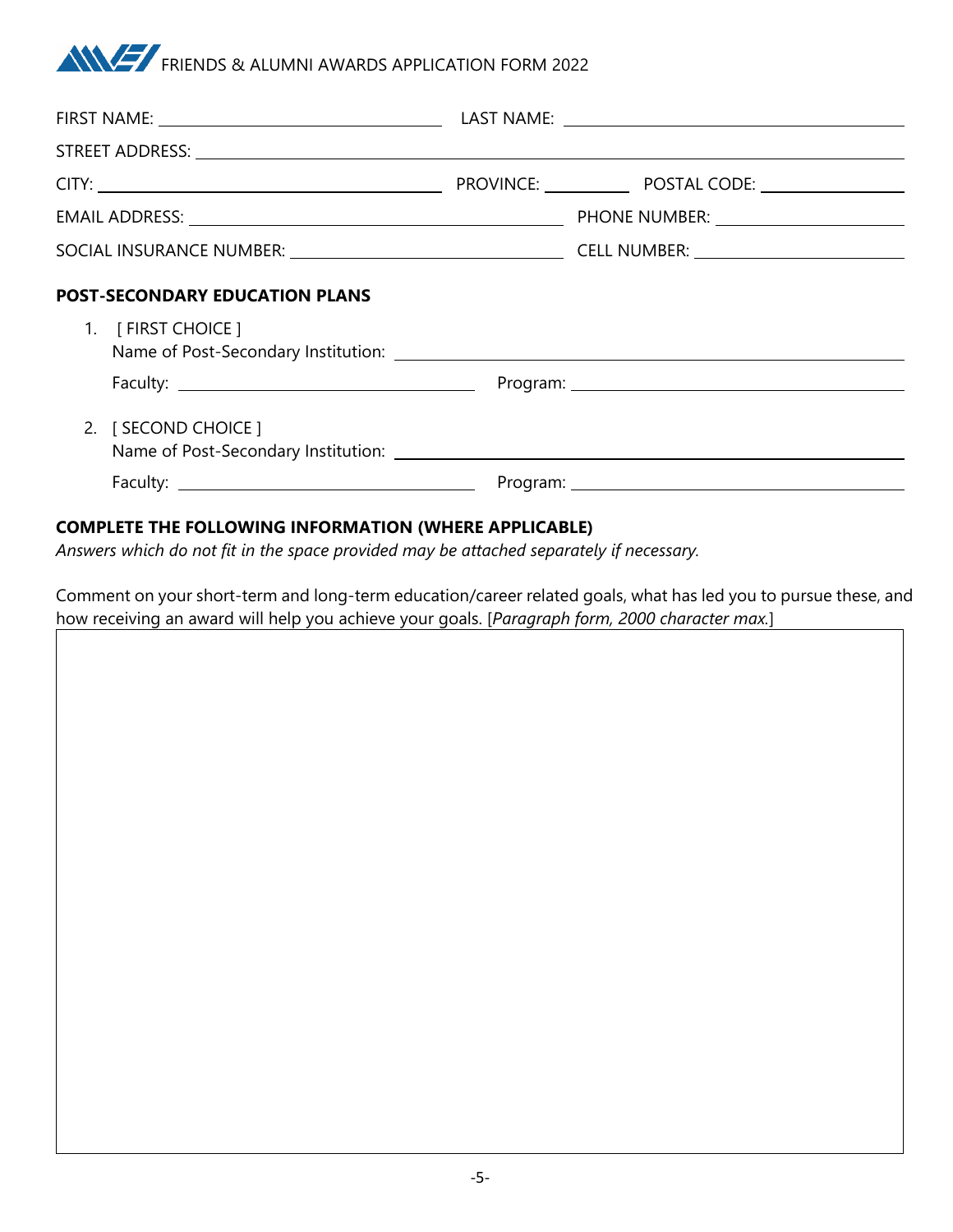# FRIENDS & ALUMNI AWARDS APPLICATION FORM 2022

FIRST NAME: ______________________ LAST NAME: ______________________

STREET ADDRESS: ____________________________________________

CITY: ______________________ PROVINCE: __________ POSTAL CODE: ______________

EMAIL ADDRESS: ______________________ PHONE NUMBER: ______________________

SOCIAL INSURANCE NUMBER: ______________________ CELL NUMBER: ______________________

**POST-SECONDARY EDUCATION PLANS**

1. [ FIRST CHOICE ]
   Name of Post-Secondary Institution: ______________________________
   
   Faculty: ______________________ Program: ______________________

2. [ SECOND CHOICE ]
   Name of Post-Secondary Institution: ______________________________
   
   Faculty: ______________________ Program: ______________________

**COMPLETE THE FOLLOWING INFORMATION (WHERE APPLICABLE)**

*Answers which do not fit in the space provided may be attached separately if necessary.*

Comment on your short-term and long-term education/career related goals, what has led you to pursue these, and how receiving an award will help you achieve your goals. [*Paragraph form, 2000 character max.*]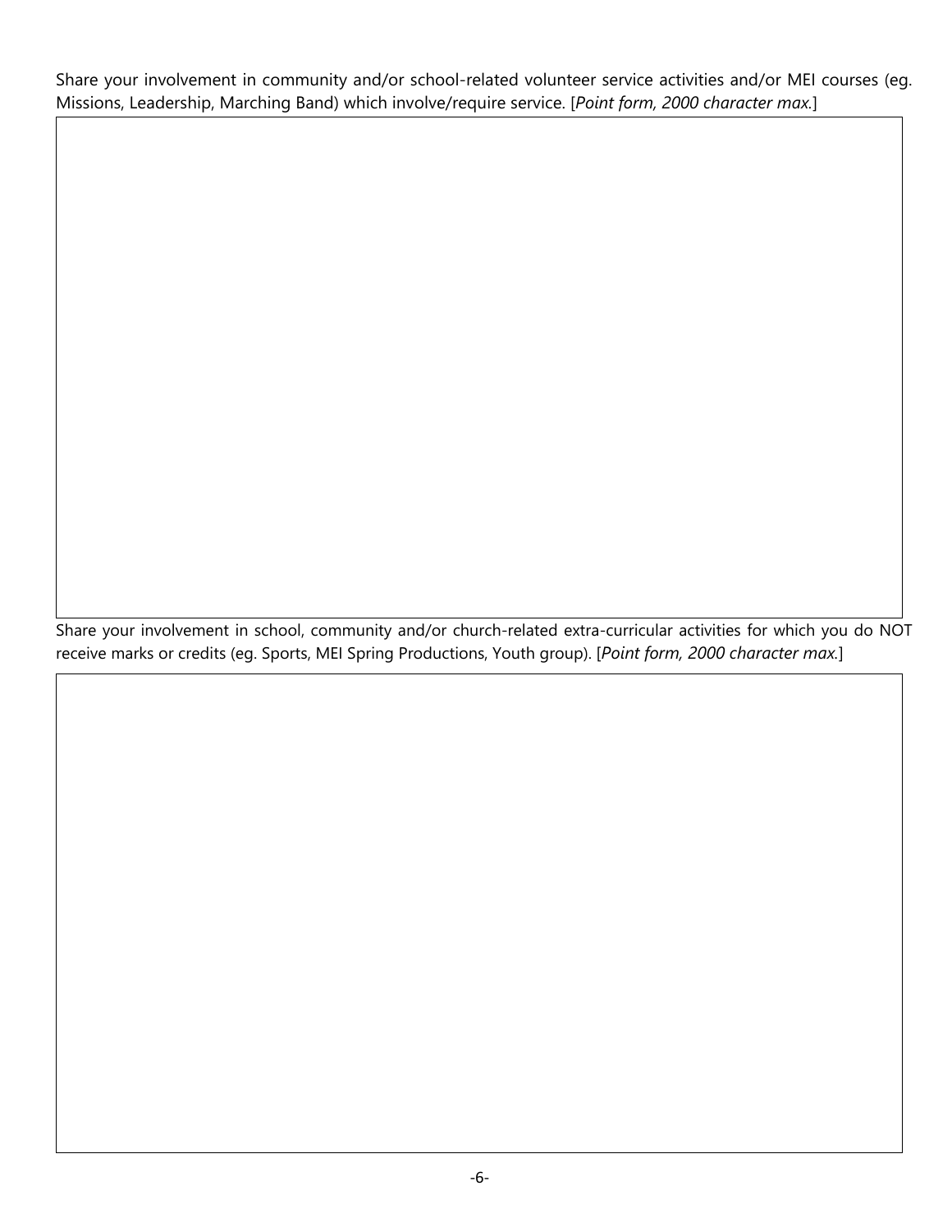Share your involvement in community and/or school-related volunteer service activities and/or MEI courses (eg. Missions, Leadership, Marching Band) which involve/require service. [*Point form, 2000 character max.*]

Share your involvement in school, community and/or church-related extra-curricular activities for which you do NOT receive marks or credits (eg. Sports, MEI Spring Productions, Youth group). [*Point form, 2000 character max.*]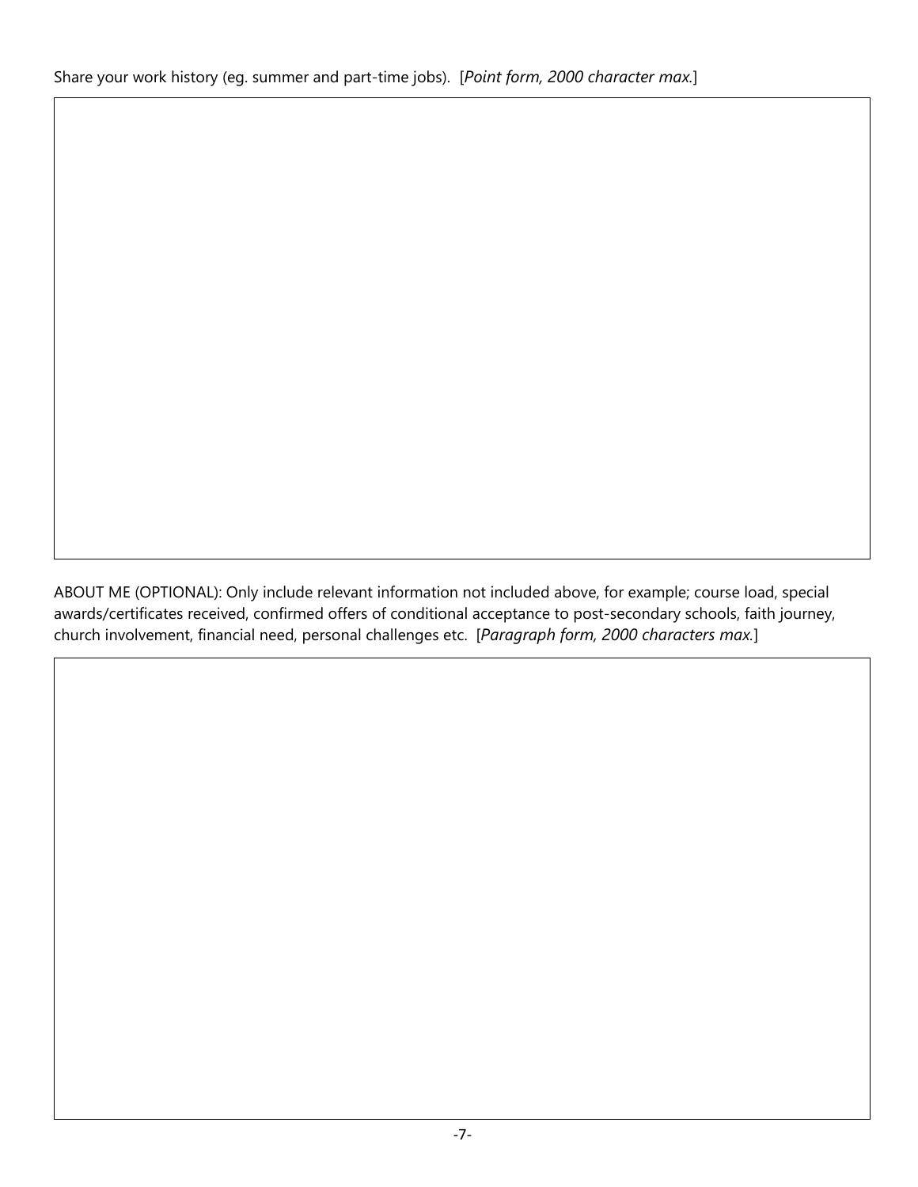Share your work history (eg. summer and part-time jobs). [*Point form, 2000 character max.*]

ABOUT ME (OPTIONAL): Only include relevant information not included above, for example; course load, special awards/certificates received, confirmed offers of conditional acceptance to post-secondary schools, faith journey, church involvement, financial need, personal challenges etc. [*Paragraph form, 2000 characters max.*]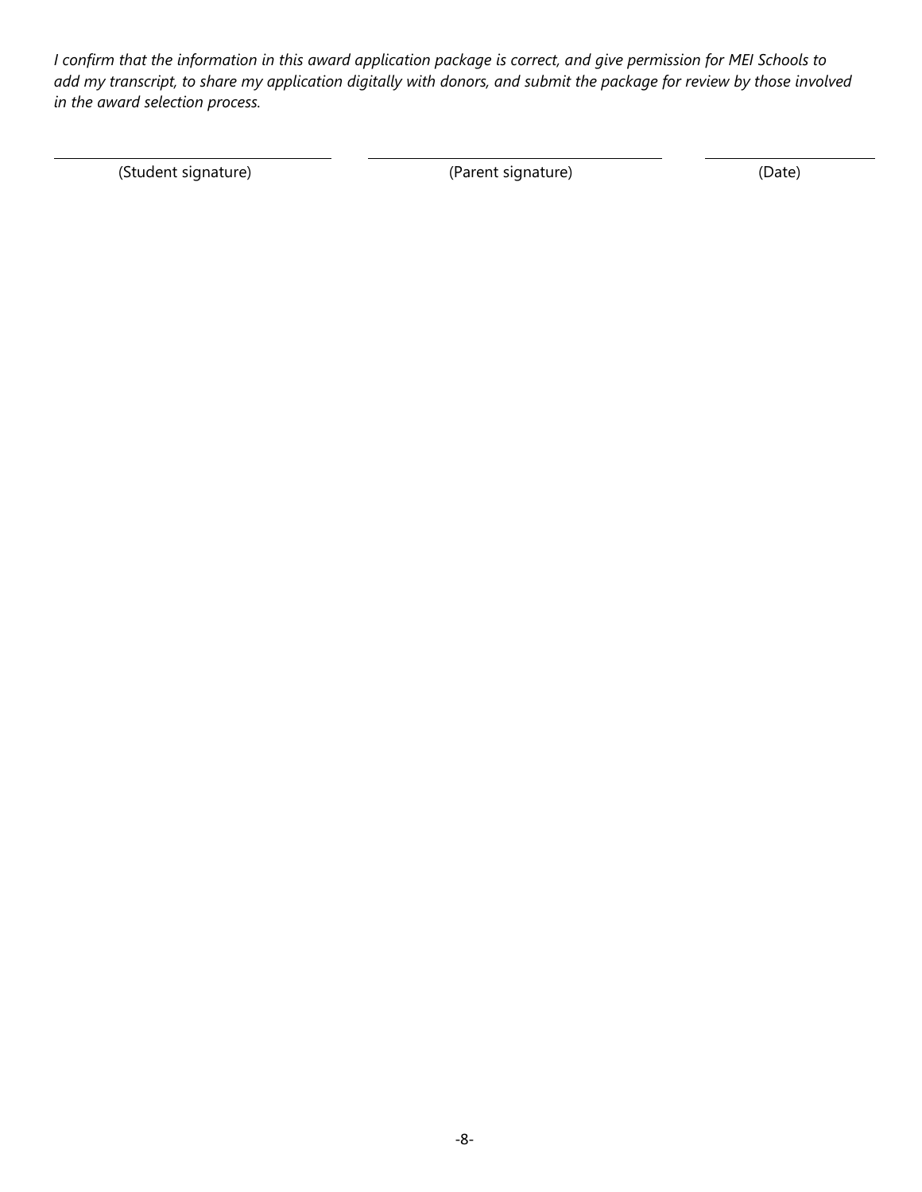*I confirm that the information in this award application package is correct, and give permission for MEI Schools to add my transcript, to share my application digitally with donors, and submit the package for review by those involved in the award selection process.*

| ______________________________ | ______________________________ | ________________ |
|---|---|---|
| (Student signature) | (Parent signature) | (Date) |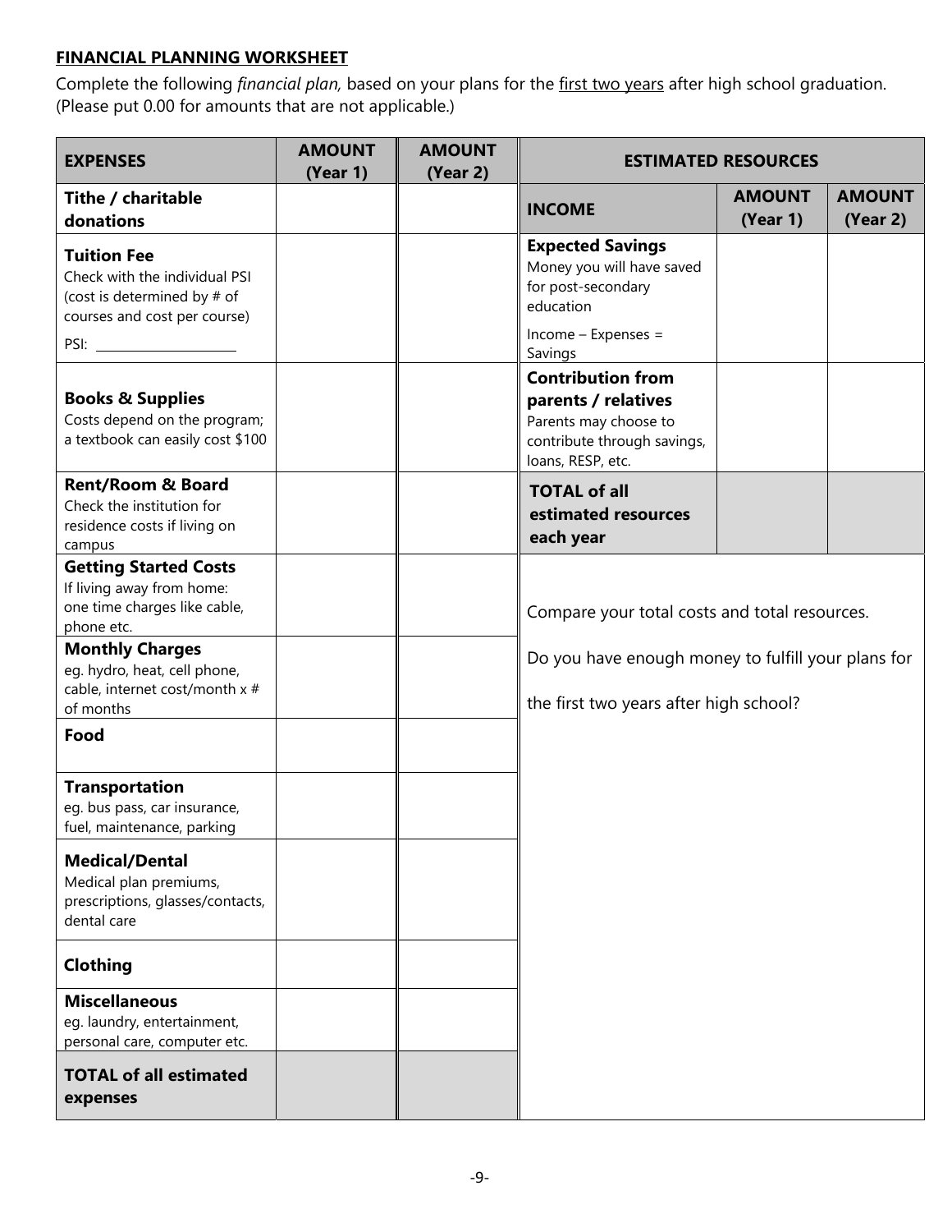**FINANCIAL PLANNING WORKSHEET**

Complete the following *financial plan,* based on your plans for the first two years after high school graduation. (Please put 0.00 for amounts that are not applicable.)

| EXPENSES | AMOUNT (Year 1) | AMOUNT (Year 2) |
|---|---|---|
| **Tithe / charitable donations** | | |
| **Tuition Fee** Check with the individual PSI (cost is determined by # of courses and cost per course) PSI: ____________ | | |
| **Books & Supplies** Costs depend on the program; a textbook can easily cost $100 | | |
| **Rent/Room & Board** Check the institution for residence costs if living on campus | | |
| **Getting Started Costs** If living away from home: one time charges like cable, phone etc. | | |
| **Monthly Charges** eg. hydro, heat, cell phone, cable, internet cost/month x # of months | | |
| **Food** | | |
| **Transportation** eg. bus pass, car insurance, fuel, maintenance, parking | | |
| **Medical/Dental** Medical plan premiums, prescriptions, glasses/contacts, dental care | | |
| **Clothing** | | |
| **Miscellaneous** eg. laundry, entertainment, personal care, computer etc. | | |
| **TOTAL of all estimated expenses** | | |

**ESTIMATED RESOURCES**

| INCOME | AMOUNT (Year 1) | AMOUNT (Year 2) |
|---|---|---|
| **Expected Savings** Money you will have saved for post-secondary education Income – Expenses = Savings | | |
| **Contribution from parents / relatives** Parents may choose to contribute through savings, loans, RESP, etc. | | |
| **TOTAL of all estimated resources each year** | | |

Compare your total costs and total resources.

Do you have enough money to fulfill your plans for the first two years after high school?